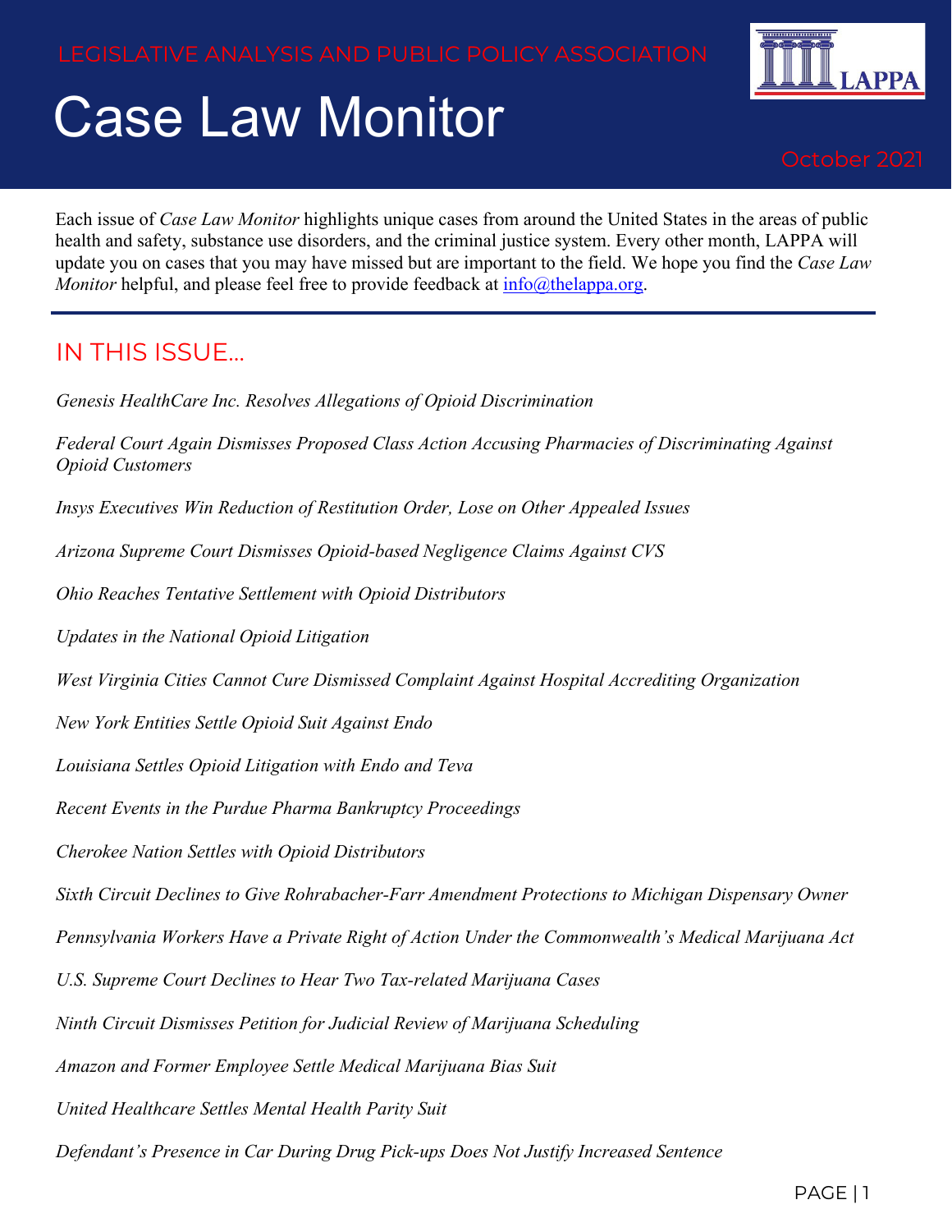LEGISLATIVE ANALYSIS AND PUBLIC POLICY ASSOCIATION

# Case Law Monitor

October 2021

Each issue of *Case Law Monitor* highlights unique cases from around the United States in the areas of public health and safety, substance use disorders, and the criminal justice system. Every other month, LAPPA will update you on cases that you may have missed but are important to the field. We hope you find the *Case Law Monitor* helpful, and please feel free to provide feedback at info@thelappa.org.

## IN THIS ISSUE...

*Genesis HealthCare Inc. Resolves Allegations of Opioid Discrimination*

*Federal Court Again Dismisses Proposed Class Action Accusing Pharmacies of Discriminating Against Opioid Customers*

*Insys Executives Win Reduction of Restitution Order, Lose on Other Appealed Issues*

*Arizona Supreme Court Dismisses Opioid-based Negligence Claims Against CVS*

*Ohio Reaches Tentative Settlement with Opioid Distributors*

*Updates in the National Opioid Litigation*

*West Virginia Cities Cannot Cure Dismissed Complaint Against Hospital Accrediting Organization*

*New York Entities Settle Opioid Suit Against Endo*

*Louisiana Settles Opioid Litigation with Endo and Teva*

*Recent Events in the Purdue Pharma Bankruptcy Proceedings*

*Cherokee Nation Settles with Opioid Distributors*

*Sixth Circuit Declines to Give Rohrabacher-Farr Amendment Protections to Michigan Dispensary Owner*

*Pennsylvania Workers Have a Private Right of Action Under the Commonwealth's Medical Marijuana Act*

*U.S. Supreme Court Declines to Hear Two Tax-related Marijuana Cases*

*Ninth Circuit Dismisses Petition for Judicial Review of Marijuana Scheduling*

*Amazon and Former Employee Settle Medical Marijuana Bias Suit*

*United Healthcare Settles Mental Health Parity Suit*

*Defendant's Presence in Car During Drug Pick-ups Does Not Justify Increased Sentence*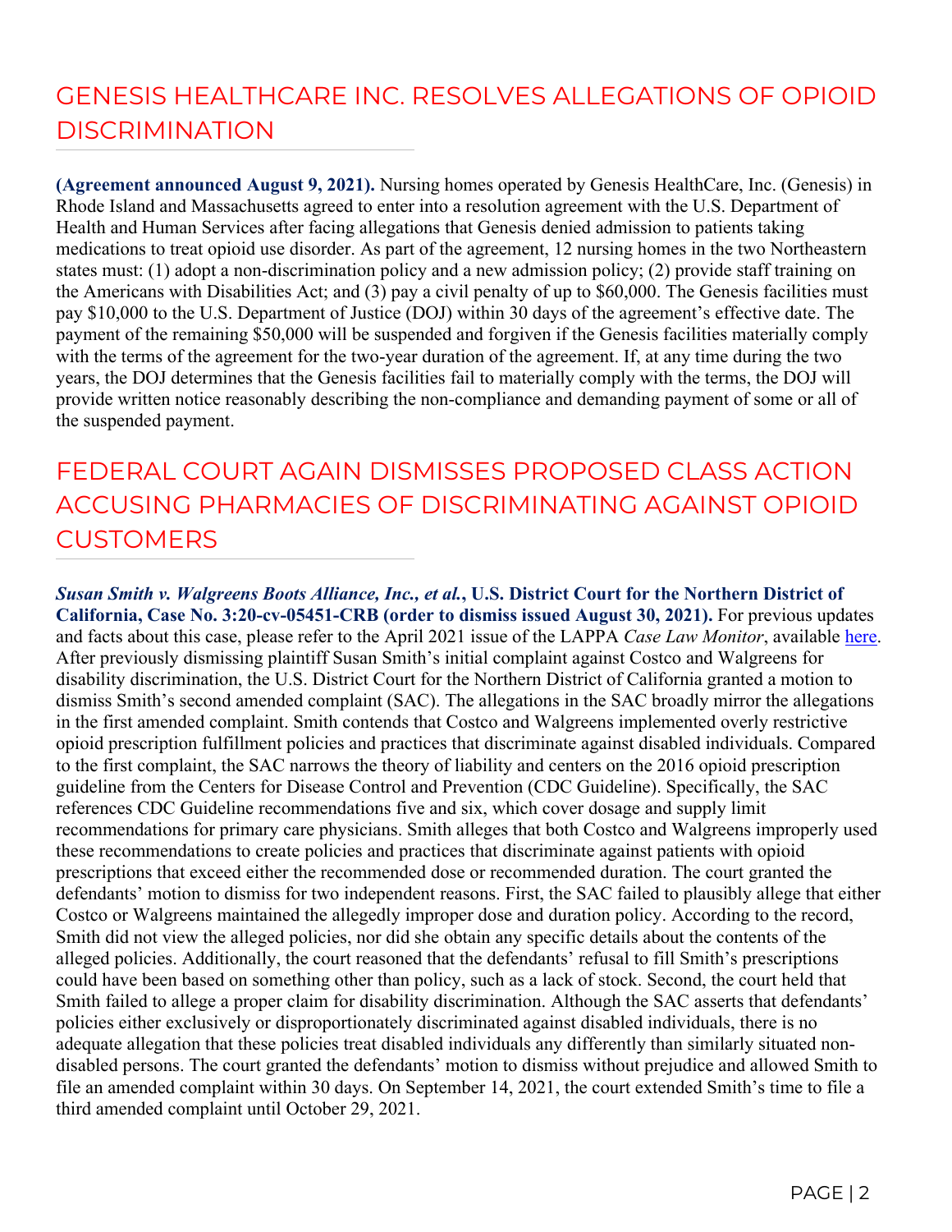## GENESIS HEALTHCARE INC. RESOLVES ALLEGATIONS OF OPIOID DISCRIMINATION

**(Agreement announced August 9, 2021).** Nursing homes operated by Genesis HealthCare, Inc. (Genesis) in Rhode Island and Massachusetts agreed to enter into a resolution agreement with the U.S. Department of Health and Human Services after facing allegations that Genesis denied admission to patients taking medications to treat opioid use disorder. As part of the agreement, 12 nursing homes in the two Northeastern states must: (1) adopt a non-discrimination policy and a new admission policy; (2) provide staff training on the Americans with Disabilities Act; and (3) pay a civil penalty of up to $60,000. The Genesis facilities must pay $10,000 to the U.S. Department of Justice (DOJ) within 30 days of the agreement's effective date. The payment of the remaining $50,000 will be suspended and forgiven if the Genesis facilities materially comply with the terms of the agreement for the two-year duration of the agreement. If, at any time during the two years, the DOJ determines that the Genesis facilities fail to materially comply with the terms, the DOJ will provide written notice reasonably describing the non-compliance and demanding payment of some or all of the suspended payment.

## FEDERAL COURT AGAIN DISMISSES PROPOSED CLASS ACTION ACCUSING PHARMACIES OF DISCRIMINATING AGAINST OPIOID CUSTOMERS

***Susan Smith v. Walgreens Boots Alliance, Inc., et al.*, U.S. District Court for the Northern District of California, Case No. 3:20-cv-05451-CRB (order to dismiss issued August 30, 2021).** For previous updates and facts about this case, please refer to the April 2021 issue of the LAPPA *Case Law Monitor*, available here. After previously dismissing plaintiff Susan Smith's initial complaint against Costco and Walgreens for disability discrimination, the U.S. District Court for the Northern District of California granted a motion to dismiss Smith's second amended complaint (SAC). The allegations in the SAC broadly mirror the allegations in the first amended complaint. Smith contends that Costco and Walgreens implemented overly restrictive opioid prescription fulfillment policies and practices that discriminate against disabled individuals. Compared to the first complaint, the SAC narrows the theory of liability and centers on the 2016 opioid prescription guideline from the Centers for Disease Control and Prevention (CDC Guideline). Specifically, the SAC references CDC Guideline recommendations five and six, which cover dosage and supply limit recommendations for primary care physicians. Smith alleges that both Costco and Walgreens improperly used these recommendations to create policies and practices that discriminate against patients with opioid prescriptions that exceed either the recommended dose or recommended duration. The court granted the defendants' motion to dismiss for two independent reasons. First, the SAC failed to plausibly allege that either Costco or Walgreens maintained the allegedly improper dose and duration policy. According to the record, Smith did not view the alleged policies, nor did she obtain any specific details about the contents of the alleged policies. Additionally, the court reasoned that the defendants' refusal to fill Smith's prescriptions could have been based on something other than policy, such as a lack of stock. Second, the court held that Smith failed to allege a proper claim for disability discrimination. Although the SAC asserts that defendants' policies either exclusively or disproportionately discriminated against disabled individuals, there is no adequate allegation that these policies treat disabled individuals any differently than similarly situated non-disabled persons. The court granted the defendants' motion to dismiss without prejudice and allowed Smith to file an amended complaint within 30 days. On September 14, 2021, the court extended Smith's time to file a third amended complaint until October 29, 2021.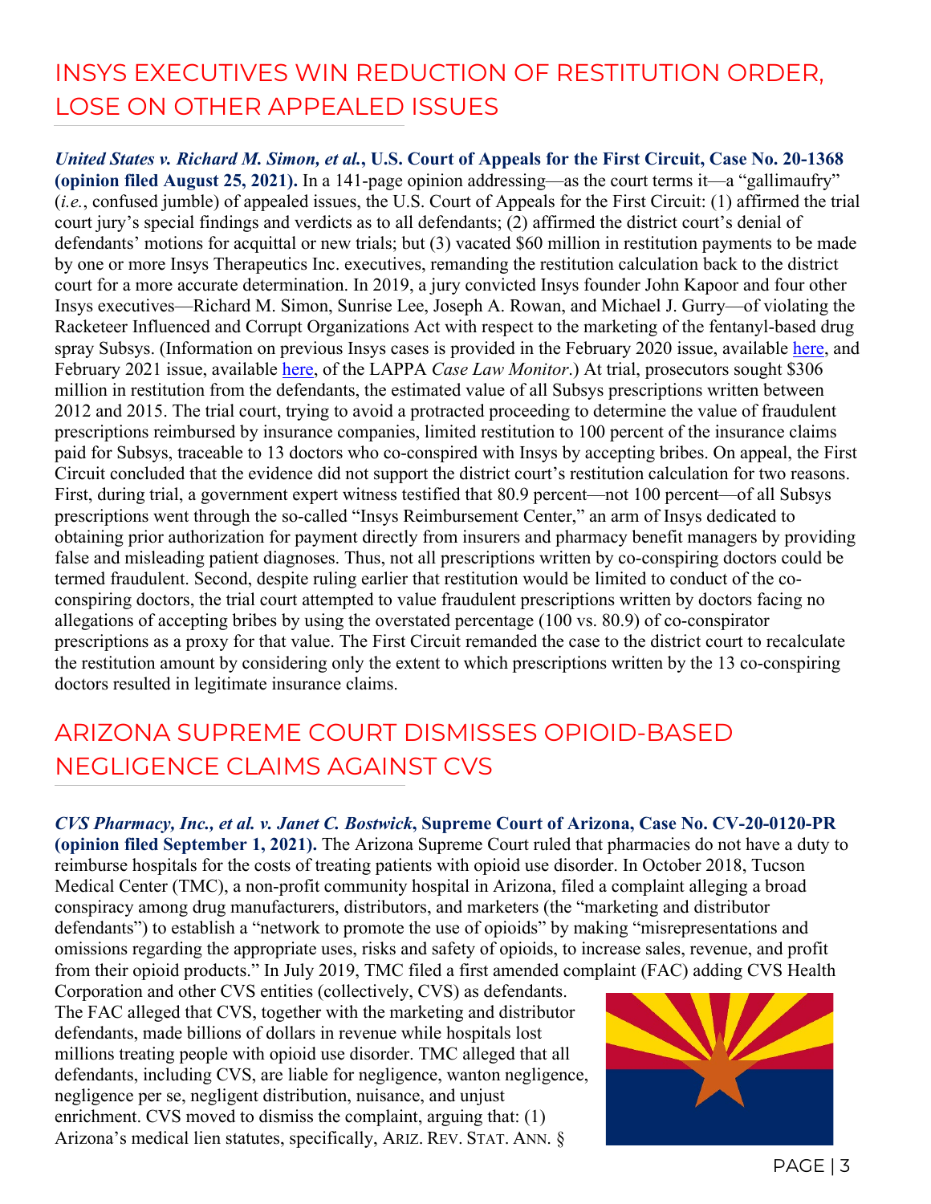## INSYS EXECUTIVES WIN REDUCTION OF RESTITUTION ORDER, LOSE ON OTHER APPEALED ISSUES

***United States v. Richard M. Simon, et al.*, U.S. Court of Appeals for the First Circuit, Case No. 20-1368 (opinion filed August 25, 2021).** In a 141-page opinion addressing—as the court terms it—a "gallimaufry" (*i.e.*, confused jumble) of appealed issues, the U.S. Court of Appeals for the First Circuit: (1) affirmed the trial court jury's special findings and verdicts as to all defendants; (2) affirmed the district court's denial of defendants' motions for acquittal or new trials; but (3) vacated $60 million in restitution payments to be made by one or more Insys Therapeutics Inc. executives, remanding the restitution calculation back to the district court for a more accurate determination. In 2019, a jury convicted Insys founder John Kapoor and four other Insys executives—Richard M. Simon, Sunrise Lee, Joseph A. Rowan, and Michael J. Gurry—of violating the Racketeer Influenced and Corrupt Organizations Act with respect to the marketing of the fentanyl-based drug spray Subsys. (Information on previous Insys cases is provided in the February 2020 issue, available here, and February 2021 issue, available here, of the LAPPA *Case Law Monitor*.) At trial, prosecutors sought $306 million in restitution from the defendants, the estimated value of all Subsys prescriptions written between 2012 and 2015. The trial court, trying to avoid a protracted proceeding to determine the value of fraudulent prescriptions reimbursed by insurance companies, limited restitution to 100 percent of the insurance claims paid for Subsys, traceable to 13 doctors who co-conspired with Insys by accepting bribes. On appeal, the First Circuit concluded that the evidence did not support the district court's restitution calculation for two reasons. First, during trial, a government expert witness testified that 80.9 percent—not 100 percent—of all Subsys prescriptions went through the so-called "Insys Reimbursement Center," an arm of Insys dedicated to obtaining prior authorization for payment directly from insurers and pharmacy benefit managers by providing false and misleading patient diagnoses. Thus, not all prescriptions written by co-conspiring doctors could be termed fraudulent. Second, despite ruling earlier that restitution would be limited to conduct of the co-conspiring doctors, the trial court attempted to value fraudulent prescriptions written by doctors facing no allegations of accepting bribes by using the overstated percentage (100 vs. 80.9) of co-conspirator prescriptions as a proxy for that value. The First Circuit remanded the case to the district court to recalculate the restitution amount by considering only the extent to which prescriptions written by the 13 co-conspiring doctors resulted in legitimate insurance claims.

## ARIZONA SUPREME COURT DISMISSES OPIOID-BASED NEGLIGENCE CLAIMS AGAINST CVS

***CVS Pharmacy, Inc., et al. v. Janet C. Bostwick*, Supreme Court of Arizona, Case No. CV-20-0120-PR (opinion filed September 1, 2021).** The Arizona Supreme Court ruled that pharmacies do not have a duty to reimburse hospitals for the costs of treating patients with opioid use disorder. In October 2018, Tucson Medical Center (TMC), a non-profit community hospital in Arizona, filed a complaint alleging a broad conspiracy among drug manufacturers, distributors, and marketers (the "marketing and distributor defendants") to establish a "network to promote the use of opioids" by making "misrepresentations and omissions regarding the appropriate uses, risks and safety of opioids, to increase sales, revenue, and profit from their opioid products." In July 2019, TMC filed a first amended complaint (FAC) adding CVS Health Corporation and other CVS entities (collectively, CVS) as defendants. The FAC alleged that CVS, together with the marketing and distributor defendants, made billions of dollars in revenue while hospitals lost millions treating people with opioid use disorder. TMC alleged that all defendants, including CVS, are liable for negligence, wanton negligence, negligence per se, negligent distribution, nuisance, and unjust enrichment. CVS moved to dismiss the complaint, arguing that: (1) Arizona's medical lien statutes, specifically, ARIZ. REV. STAT. ANN. §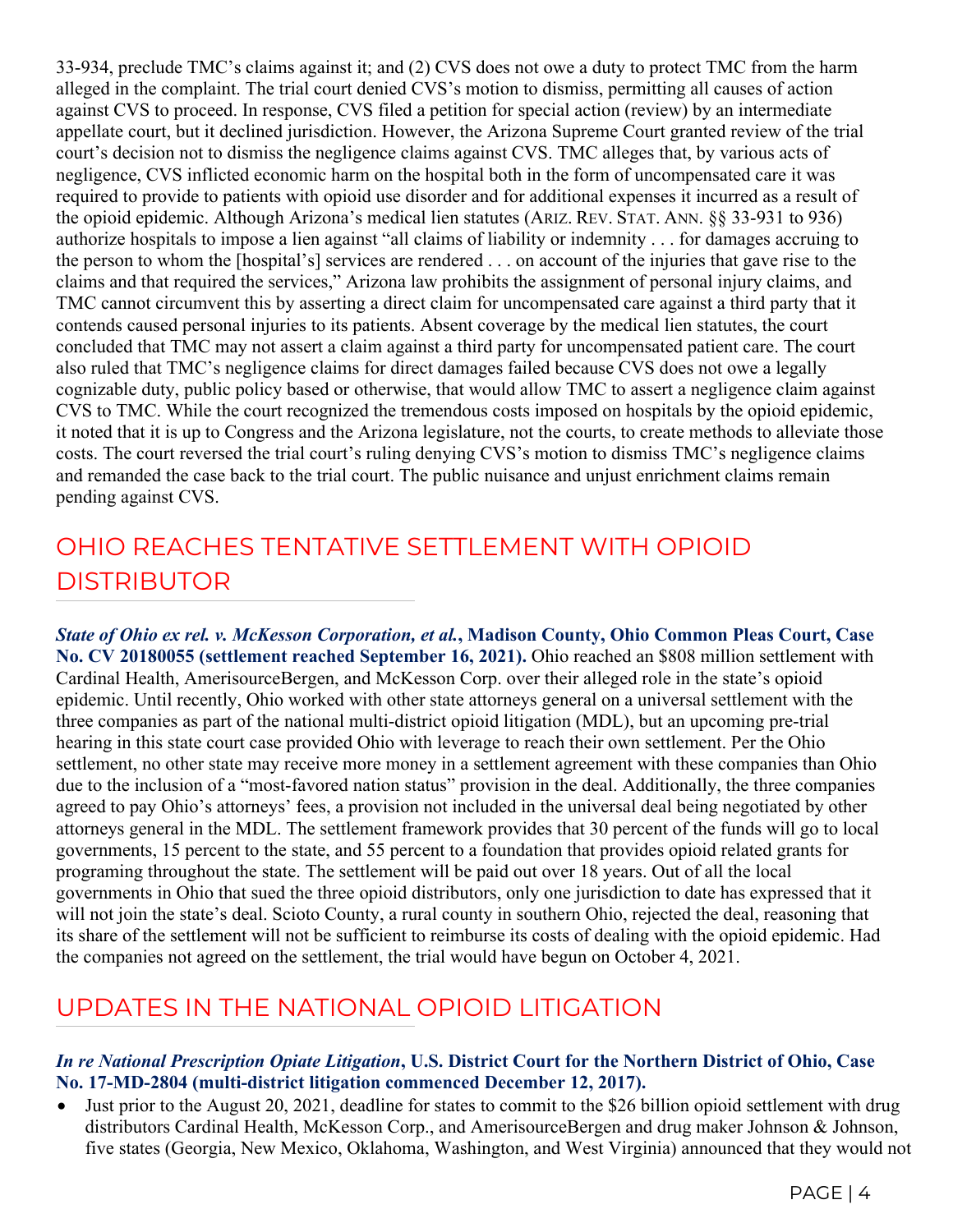33-934, preclude TMC's claims against it; and (2) CVS does not owe a duty to protect TMC from the harm alleged in the complaint. The trial court denied CVS's motion to dismiss, permitting all causes of action against CVS to proceed. In response, CVS filed a petition for special action (review) by an intermediate appellate court, but it declined jurisdiction. However, the Arizona Supreme Court granted review of the trial court's decision not to dismiss the negligence claims against CVS. TMC alleges that, by various acts of negligence, CVS inflicted economic harm on the hospital both in the form of uncompensated care it was required to provide to patients with opioid use disorder and for additional expenses it incurred as a result of the opioid epidemic. Although Arizona's medical lien statutes (ARIZ. REV. STAT. ANN. §§ 33-931 to 936) authorize hospitals to impose a lien against "all claims of liability or indemnity . . . for damages accruing to the person to whom the [hospital's] services are rendered . . . on account of the injuries that gave rise to the claims and that required the services," Arizona law prohibits the assignment of personal injury claims, and TMC cannot circumvent this by asserting a direct claim for uncompensated care against a third party that it contends caused personal injuries to its patients. Absent coverage by the medical lien statutes, the court concluded that TMC may not assert a claim against a third party for uncompensated patient care. The court also ruled that TMC's negligence claims for direct damages failed because CVS does not owe a legally cognizable duty, public policy based or otherwise, that would allow TMC to assert a negligence claim against CVS to TMC. While the court recognized the tremendous costs imposed on hospitals by the opioid epidemic, it noted that it is up to Congress and the Arizona legislature, not the courts, to create methods to alleviate those costs. The court reversed the trial court's ruling denying CVS's motion to dismiss TMC's negligence claims and remanded the case back to the trial court. The public nuisance and unjust enrichment claims remain pending against CVS.

## OHIO REACHES TENTATIVE SETTLEMENT WITH OPIOID DISTRIBUTOR

***State of Ohio ex rel. v. McKesson Corporation, et al.*, Madison County, Ohio Common Pleas Court, Case No. CV 20180055 (settlement reached September 16, 2021).** Ohio reached an $808 million settlement with Cardinal Health, AmerisourceBergen, and McKesson Corp. over their alleged role in the state's opioid epidemic. Until recently, Ohio worked with other state attorneys general on a universal settlement with the three companies as part of the national multi-district opioid litigation (MDL), but an upcoming pre-trial hearing in this state court case provided Ohio with leverage to reach their own settlement. Per the Ohio settlement, no other state may receive more money in a settlement agreement with these companies than Ohio due to the inclusion of a "most-favored nation status" provision in the deal. Additionally, the three companies agreed to pay Ohio's attorneys' fees, a provision not included in the universal deal being negotiated by other attorneys general in the MDL. The settlement framework provides that 30 percent of the funds will go to local governments, 15 percent to the state, and 55 percent to a foundation that provides opioid related grants for programing throughout the state. The settlement will be paid out over 18 years. Out of all the local governments in Ohio that sued the three opioid distributors, only one jurisdiction to date has expressed that it will not join the state's deal. Scioto County, a rural county in southern Ohio, rejected the deal, reasoning that its share of the settlement will not be sufficient to reimburse its costs of dealing with the opioid epidemic. Had the companies not agreed on the settlement, the trial would have begun on October 4, 2021.

## UPDATES IN THE NATIONAL OPIOID LITIGATION

***In re National Prescription Opiate Litigation*, U.S. District Court for the Northern District of Ohio, Case No. 17-MD-2804 (multi-district litigation commenced December 12, 2017).**

- Just prior to the August 20, 2021, deadline for states to commit to the $26 billion opioid settlement with drug distributors Cardinal Health, McKesson Corp., and AmerisourceBergen and drug maker Johnson & Johnson, five states (Georgia, New Mexico, Oklahoma, Washington, and West Virginia) announced that they would not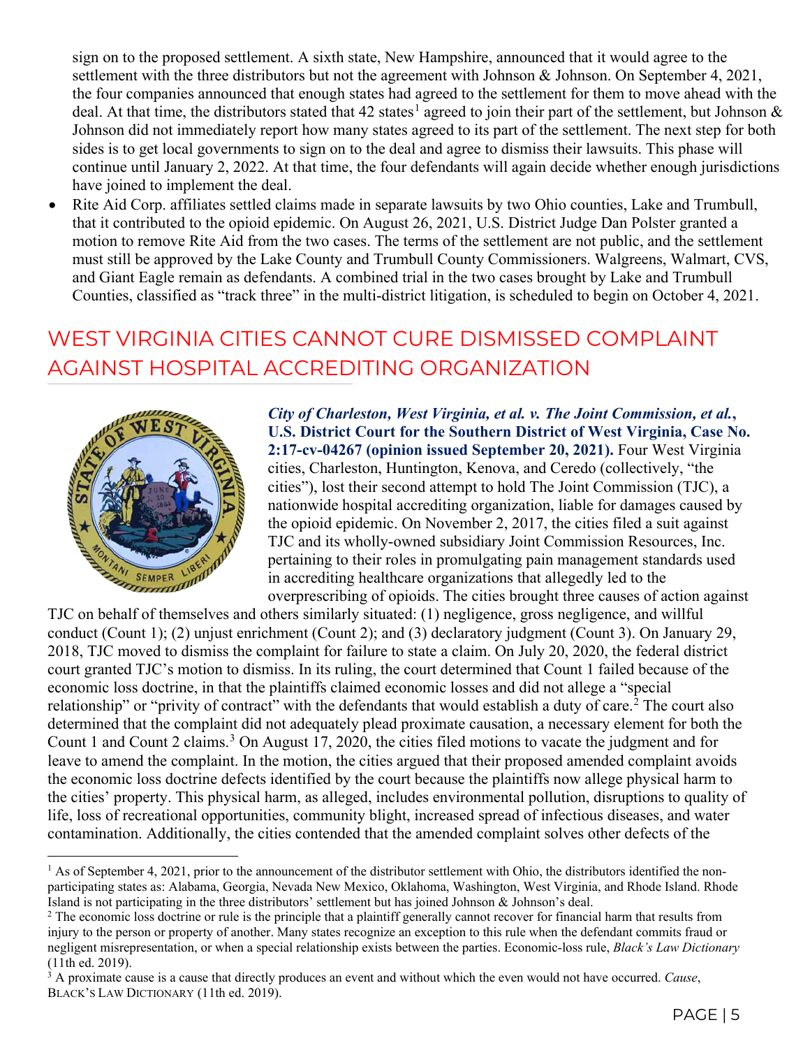sign on to the proposed settlement. A sixth state, New Hampshire, announced that it would agree to the settlement with the three distributors but not the agreement with Johnson & Johnson. On September 4, 2021, the four companies announced that enough states had agreed to the settlement for them to move ahead with the deal. At that time, the distributors stated that 42 states[1] agreed to join their part of the settlement, but Johnson & Johnson did not immediately report how many states agreed to its part of the settlement. The next step for both sides is to get local governments to sign on to the deal and agree to dismiss their lawsuits. This phase will continue until January 2, 2022. At that time, the four defendants will again decide whether enough jurisdictions have joined to implement the deal.

- Rite Aid Corp. affiliates settled claims made in separate lawsuits by two Ohio counties, Lake and Trumbull, that it contributed to the opioid epidemic. On August 26, 2021, U.S. District Judge Dan Polster granted a motion to remove Rite Aid from the two cases. The terms of the settlement are not public, and the settlement must still be approved by the Lake County and Trumbull County Commissioners. Walgreens, Walmart, CVS, and Giant Eagle remain as defendants. A combined trial in the two cases brought by Lake and Trumbull Counties, classified as "track three" in the multi-district litigation, is scheduled to begin on October 4, 2021.

## WEST VIRGINIA CITIES CANNOT CURE DISMISSED COMPLAINT AGAINST HOSPITAL ACCREDITING ORGANIZATION

***City of Charleston, West Virginia, et al. v. The Joint Commission, et al.*, U.S. District Court for the Southern District of West Virginia, Case No. 2:17-cv-04267 (opinion issued September 20, 2021).** Four West Virginia cities, Charleston, Huntington, Kenova, and Ceredo (collectively, "the cities"), lost their second attempt to hold The Joint Commission (TJC), a nationwide hospital accrediting organization, liable for damages caused by the opioid epidemic. On November 2, 2017, the cities filed a suit against TJC and its wholly-owned subsidiary Joint Commission Resources, Inc. pertaining to their roles in promulgating pain management standards used in accrediting healthcare organizations that allegedly led to the overprescribing of opioids. The cities brought three causes of action against TJC on behalf of themselves and others similarly situated: (1) negligence, gross negligence, and willful conduct (Count 1); (2) unjust enrichment (Count 2); and (3) declaratory judgment (Count 3). On January 29, 2018, TJC moved to dismiss the complaint for failure to state a claim. On July 20, 2020, the federal district court granted TJC's motion to dismiss. In its ruling, the court determined that Count 1 failed because of the economic loss doctrine, in that the plaintiffs claimed economic losses and did not allege a "special relationship" or "privity of contract" with the defendants that would establish a duty of care.[2] The court also determined that the complaint did not adequately plead proximate causation, a necessary element for both the Count 1 and Count 2 claims.[3] On August 17, 2020, the cities filed motions to vacate the judgment and for leave to amend the complaint. In the motion, the cities argued that their proposed amended complaint avoids the economic loss doctrine defects identified by the court because the plaintiffs now allege physical harm to the cities' property. This physical harm, as alleged, includes environmental pollution, disruptions to quality of life, loss of recreational opportunities, community blight, increased spread of infectious diseases, and water contamination. Additionally, the cities contended that the amended complaint solves other defects of the

---

[1] As of September 4, 2021, prior to the announcement of the distributor settlement with Ohio, the distributors identified the non-participating states as: Alabama, Georgia, Nevada New Mexico, Oklahoma, Washington, West Virginia, and Rhode Island. Rhode Island is not participating in the three distributors' settlement but has joined Johnson & Johnson's deal.

[2] The economic loss doctrine or rule is the principle that a plaintiff generally cannot recover for financial harm that results from injury to the person or property of another. Many states recognize an exception to this rule when the defendant commits fraud or negligent misrepresentation, or when a special relationship exists between the parties. Economic-loss rule, *Black's Law Dictionary* (11th ed. 2019).

[3] A proximate cause is a cause that directly produces an event and without which the even would not have occurred. *Cause*, BLACK'S LAW DICTIONARY (11th ed. 2019).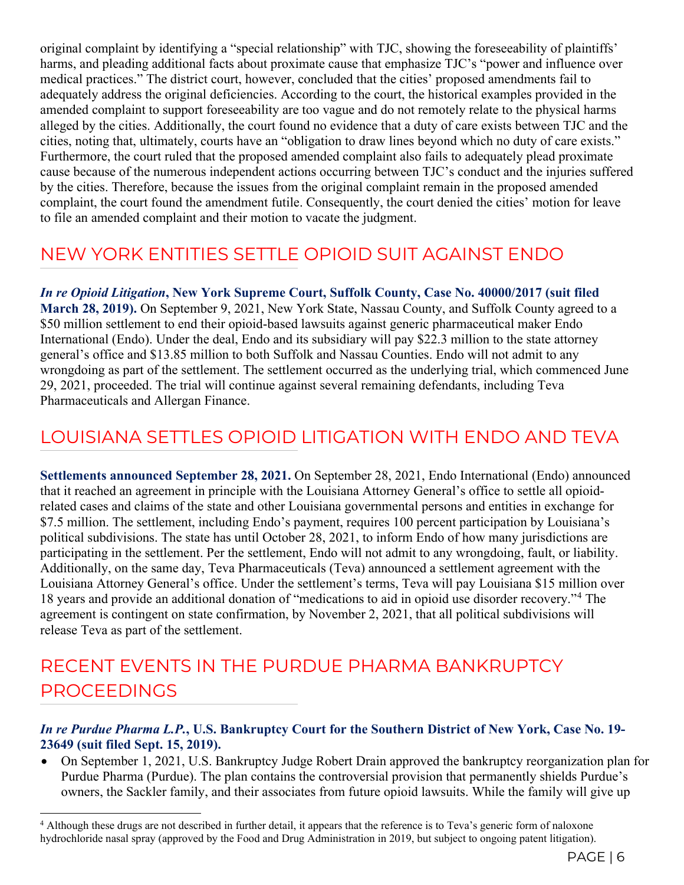original complaint by identifying a "special relationship" with TJC, showing the foreseeability of plaintiffs' harms, and pleading additional facts about proximate cause that emphasize TJC's "power and influence over medical practices." The district court, however, concluded that the cities' proposed amendments fail to adequately address the original deficiencies. According to the court, the historical examples provided in the amended complaint to support foreseeability are too vague and do not remotely relate to the physical harms alleged by the cities. Additionally, the court found no evidence that a duty of care exists between TJC and the cities, noting that, ultimately, courts have an "obligation to draw lines beyond which no duty of care exists." Furthermore, the court ruled that the proposed amended complaint also fails to adequately plead proximate cause because of the numerous independent actions occurring between TJC's conduct and the injuries suffered by the cities. Therefore, because the issues from the original complaint remain in the proposed amended complaint, the court found the amendment futile. Consequently, the court denied the cities' motion for leave to file an amended complaint and their motion to vacate the judgment.

## NEW YORK ENTITIES SETTLE OPIOID SUIT AGAINST ENDO

***In re Opioid Litigation*, New York Supreme Court, Suffolk County, Case No. 40000/2017 (suit filed March 28, 2019).** On September 9, 2021, New York State, Nassau County, and Suffolk County agreed to a $50 million settlement to end their opioid-based lawsuits against generic pharmaceutical maker Endo International (Endo). Under the deal, Endo and its subsidiary will pay $22.3 million to the state attorney general's office and $13.85 million to both Suffolk and Nassau Counties. Endo will not admit to any wrongdoing as part of the settlement. The settlement occurred as the underlying trial, which commenced June 29, 2021, proceeded. The trial will continue against several remaining defendants, including Teva Pharmaceuticals and Allergan Finance.

## LOUISIANA SETTLES OPIOID LITIGATION WITH ENDO AND TEVA

**Settlements announced September 28, 2021.** On September 28, 2021, Endo International (Endo) announced that it reached an agreement in principle with the Louisiana Attorney General's office to settle all opioid-related cases and claims of the state and other Louisiana governmental persons and entities in exchange for $7.5 million. The settlement, including Endo's payment, requires 100 percent participation by Louisiana's political subdivisions. The state has until October 28, 2021, to inform Endo of how many jurisdictions are participating in the settlement. Per the settlement, Endo will not admit to any wrongdoing, fault, or liability. Additionally, on the same day, Teva Pharmaceuticals (Teva) announced a settlement agreement with the Louisiana Attorney General's office. Under the settlement's terms, Teva will pay Louisiana $15 million over 18 years and provide an additional donation of "medications to aid in opioid use disorder recovery."[4] The agreement is contingent on state confirmation, by November 2, 2021, that all political subdivisions will release Teva as part of the settlement.

## RECENT EVENTS IN THE PURDUE PHARMA BANKRUPTCY PROCEEDINGS

***In re Purdue Pharma L.P.*, U.S. Bankruptcy Court for the Southern District of New York, Case No. 19-23649 (suit filed Sept. 15, 2019).**

- On September 1, 2021, U.S. Bankruptcy Judge Robert Drain approved the bankruptcy reorganization plan for Purdue Pharma (Purdue). The plan contains the controversial provision that permanently shields Purdue's owners, the Sackler family, and their associates from future opioid lawsuits. While the family will give up

[4] Although these drugs are not described in further detail, it appears that the reference is to Teva's generic form of naloxone hydrochloride nasal spray (approved by the Food and Drug Administration in 2019, but subject to ongoing patent litigation).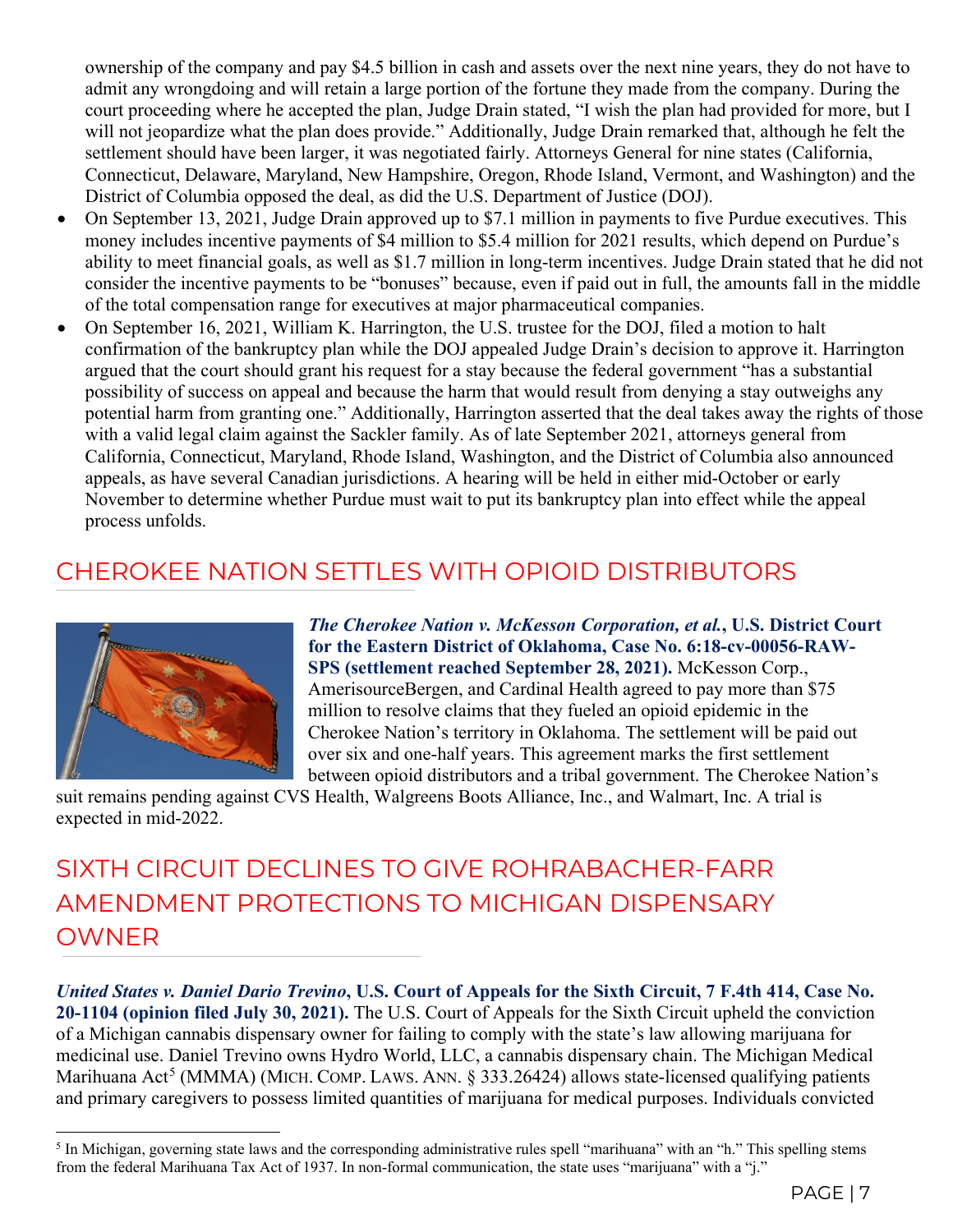ownership of the company and pay $4.5 billion in cash and assets over the next nine years, they do not have to admit any wrongdoing and will retain a large portion of the fortune they made from the company. During the court proceeding where he accepted the plan, Judge Drain stated, "I wish the plan had provided for more, but I will not jeopardize what the plan does provide." Additionally, Judge Drain remarked that, although he felt the settlement should have been larger, it was negotiated fairly. Attorneys General for nine states (California, Connecticut, Delaware, Maryland, New Hampshire, Oregon, Rhode Island, Vermont, and Washington) and the District of Columbia opposed the deal, as did the U.S. Department of Justice (DOJ).

- On September 13, 2021, Judge Drain approved up to $7.1 million in payments to five Purdue executives. This money includes incentive payments of $4 million to $5.4 million for 2021 results, which depend on Purdue's ability to meet financial goals, as well as $1.7 million in long-term incentives. Judge Drain stated that he did not consider the incentive payments to be "bonuses" because, even if paid out in full, the amounts fall in the middle of the total compensation range for executives at major pharmaceutical companies.
- On September 16, 2021, William K. Harrington, the U.S. trustee for the DOJ, filed a motion to halt confirmation of the bankruptcy plan while the DOJ appealed Judge Drain's decision to approve it. Harrington argued that the court should grant his request for a stay because the federal government "has a substantial possibility of success on appeal and because the harm that would result from denying a stay outweighs any potential harm from granting one." Additionally, Harrington asserted that the deal takes away the rights of those with a valid legal claim against the Sackler family. As of late September 2021, attorneys general from California, Connecticut, Maryland, Rhode Island, Washington, and the District of Columbia also announced appeals, as have several Canadian jurisdictions. A hearing will be held in either mid-October or early November to determine whether Purdue must wait to put its bankruptcy plan into effect while the appeal process unfolds.

## CHEROKEE NATION SETTLES WITH OPIOID DISTRIBUTORS

***The Cherokee Nation v. McKesson Corporation, et al.*, U.S. District Court for the Eastern District of Oklahoma, Case No. 6:18-cv-00056-RAW-SPS (settlement reached September 28, 2021).** McKesson Corp., AmerisourceBergen, and Cardinal Health agreed to pay more than $75 million to resolve claims that they fueled an opioid epidemic in the Cherokee Nation's territory in Oklahoma. The settlement will be paid out over six and one-half years. This agreement marks the first settlement between opioid distributors and a tribal government. The Cherokee Nation's suit remains pending against CVS Health, Walgreens Boots Alliance, Inc., and Walmart, Inc. A trial is expected in mid-2022.

## SIXTH CIRCUIT DECLINES TO GIVE ROHRABACHER-FARR AMENDMENT PROTECTIONS TO MICHIGAN DISPENSARY OWNER

***United States v. Daniel Dario Trevino*, U.S. Court of Appeals for the Sixth Circuit, 7 F.4th 414, Case No. 20-1104 (opinion filed July 30, 2021).** The U.S. Court of Appeals for the Sixth Circuit upheld the conviction of a Michigan cannabis dispensary owner for failing to comply with the state's law allowing marijuana for medicinal use. Daniel Trevino owns Hydro World, LLC, a cannabis dispensary chain. The Michigan Medical Marihuana Act[5] (MMMA) (MICH. COMP. LAWS. ANN. § 333.26424) allows state-licensed qualifying patients and primary caregivers to possess limited quantities of marijuana for medical purposes. Individuals convicted

[5] In Michigan, governing state laws and the corresponding administrative rules spell "marihuana" with an "h." This spelling stems from the federal Marihuana Tax Act of 1937. In non-formal communication, the state uses "marijuana" with a "j."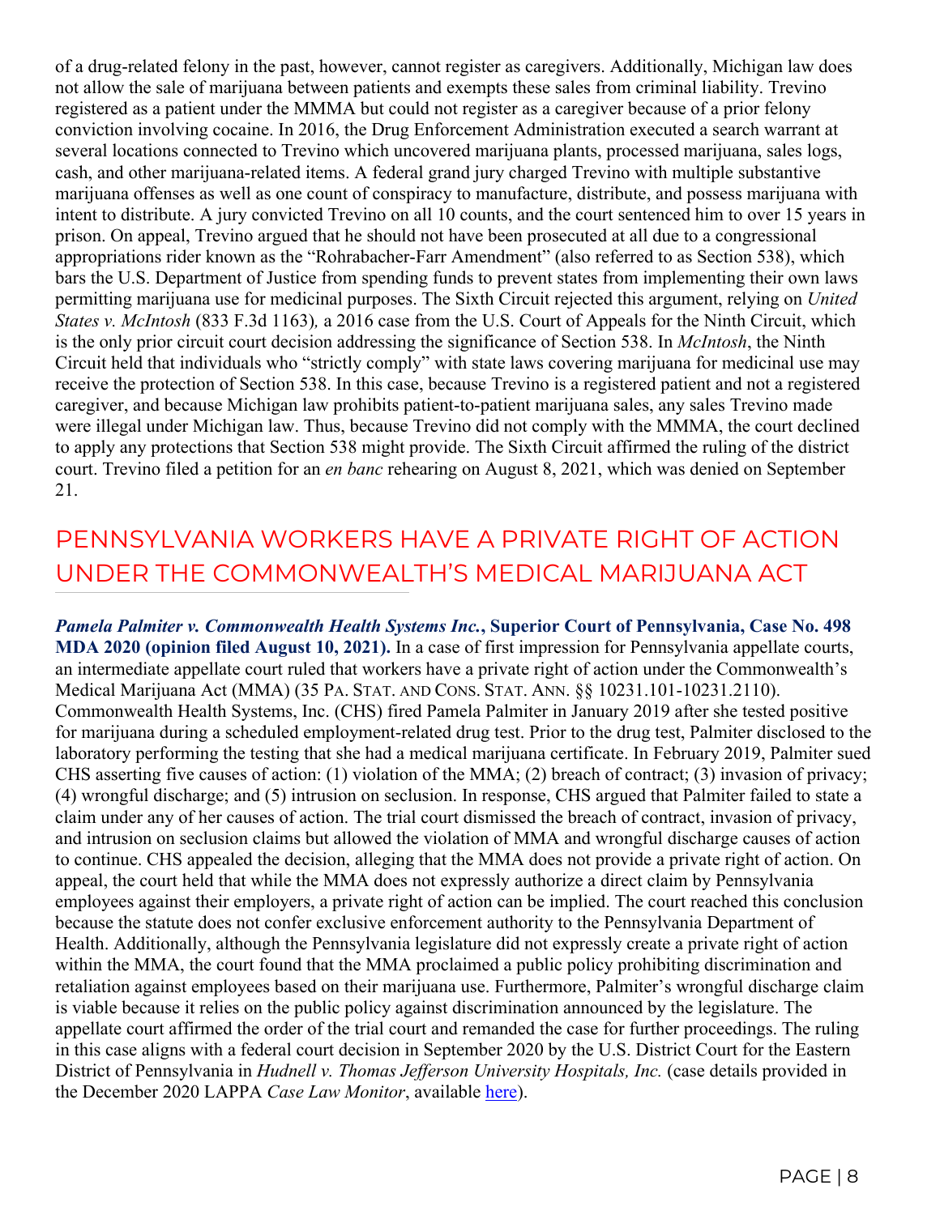of a drug-related felony in the past, however, cannot register as caregivers. Additionally, Michigan law does not allow the sale of marijuana between patients and exempts these sales from criminal liability. Trevino registered as a patient under the MMMA but could not register as a caregiver because of a prior felony conviction involving cocaine. In 2016, the Drug Enforcement Administration executed a search warrant at several locations connected to Trevino which uncovered marijuana plants, processed marijuana, sales logs, cash, and other marijuana-related items. A federal grand jury charged Trevino with multiple substantive marijuana offenses as well as one count of conspiracy to manufacture, distribute, and possess marijuana with intent to distribute. A jury convicted Trevino on all 10 counts, and the court sentenced him to over 15 years in prison. On appeal, Trevino argued that he should not have been prosecuted at all due to a congressional appropriations rider known as the "Rohrabacher-Farr Amendment" (also referred to as Section 538), which bars the U.S. Department of Justice from spending funds to prevent states from implementing their own laws permitting marijuana use for medicinal purposes. The Sixth Circuit rejected this argument, relying on *United States v. McIntosh* (833 F.3d 1163)*,* a 2016 case from the U.S. Court of Appeals for the Ninth Circuit, which is the only prior circuit court decision addressing the significance of Section 538. In *McIntosh*, the Ninth Circuit held that individuals who "strictly comply" with state laws covering marijuana for medicinal use may receive the protection of Section 538. In this case, because Trevino is a registered patient and not a registered caregiver, and because Michigan law prohibits patient-to-patient marijuana sales, any sales Trevino made were illegal under Michigan law. Thus, because Trevino did not comply with the MMMA, the court declined to apply any protections that Section 538 might provide. The Sixth Circuit affirmed the ruling of the district court. Trevino filed a petition for an *en banc* rehearing on August 8, 2021, which was denied on September 21.

## PENNSYLVANIA WORKERS HAVE A PRIVATE RIGHT OF ACTION UNDER THE COMMONWEALTH'S MEDICAL MARIJUANA ACT

***Pamela Palmiter v. Commonwealth Health Systems Inc.*****, Superior Court of Pennsylvania, Case No. 498 MDA 2020 (opinion filed August 10, 2021).** In a case of first impression for Pennsylvania appellate courts, an intermediate appellate court ruled that workers have a private right of action under the Commonwealth's Medical Marijuana Act (MMA) (35 PA. STAT. AND CONS. STAT. ANN. §§ 10231.101-10231.2110). Commonwealth Health Systems, Inc. (CHS) fired Pamela Palmiter in January 2019 after she tested positive for marijuana during a scheduled employment-related drug test. Prior to the drug test, Palmiter disclosed to the laboratory performing the testing that she had a medical marijuana certificate. In February 2019, Palmiter sued CHS asserting five causes of action: (1) violation of the MMA; (2) breach of contract; (3) invasion of privacy; (4) wrongful discharge; and (5) intrusion on seclusion. In response, CHS argued that Palmiter failed to state a claim under any of her causes of action. The trial court dismissed the breach of contract, invasion of privacy, and intrusion on seclusion claims but allowed the violation of MMA and wrongful discharge causes of action to continue. CHS appealed the decision, alleging that the MMA does not provide a private right of action. On appeal, the court held that while the MMA does not expressly authorize a direct claim by Pennsylvania employees against their employers, a private right of action can be implied. The court reached this conclusion because the statute does not confer exclusive enforcement authority to the Pennsylvania Department of Health. Additionally, although the Pennsylvania legislature did not expressly create a private right of action within the MMA, the court found that the MMA proclaimed a public policy prohibiting discrimination and retaliation against employees based on their marijuana use. Furthermore, Palmiter's wrongful discharge claim is viable because it relies on the public policy against discrimination announced by the legislature. The appellate court affirmed the order of the trial court and remanded the case for further proceedings. The ruling in this case aligns with a federal court decision in September 2020 by the U.S. District Court for the Eastern District of Pennsylvania in *Hudnell v. Thomas Jefferson University Hospitals, Inc.* (case details provided in the December 2020 LAPPA *Case Law Monitor*, available here).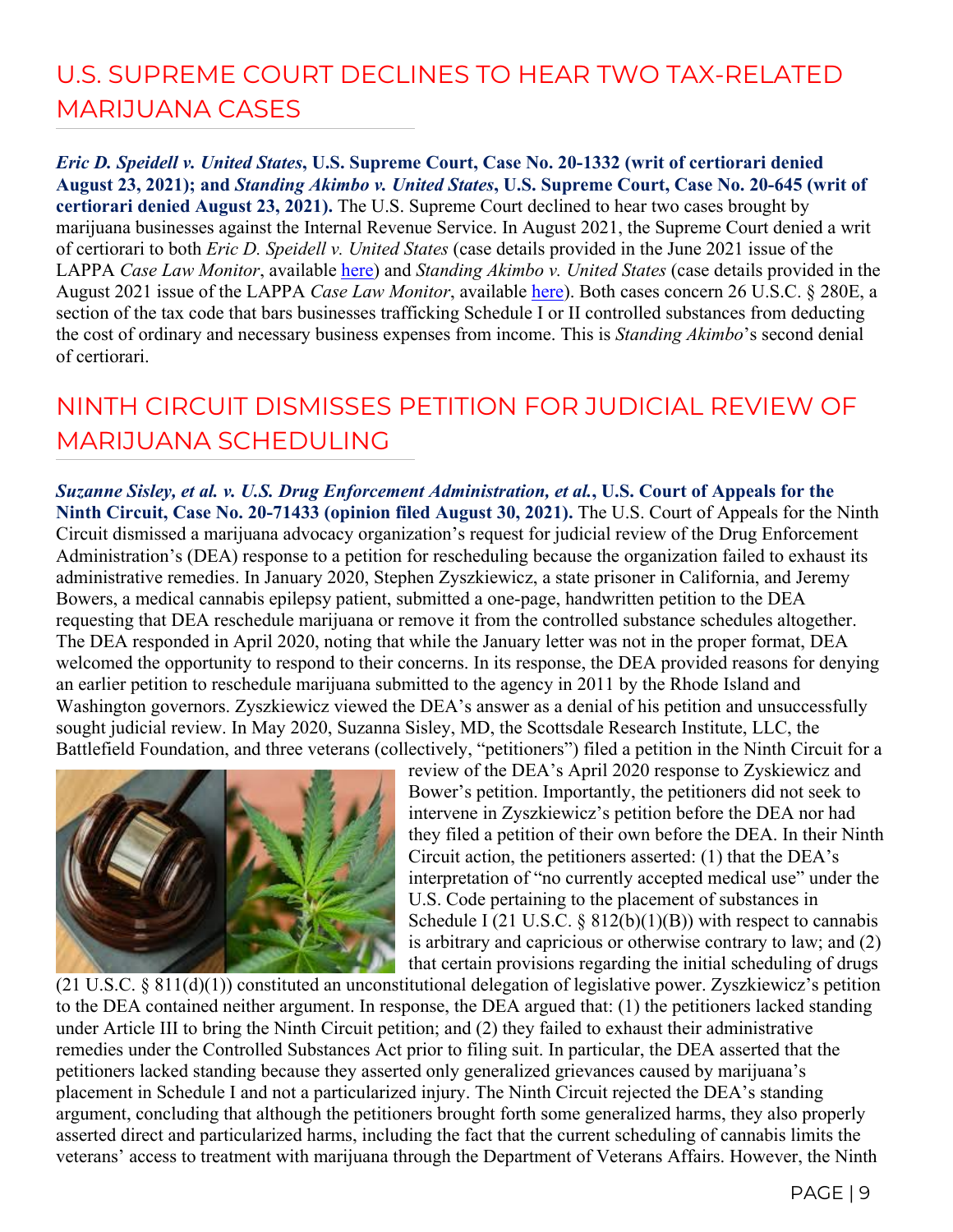## U.S. SUPREME COURT DECLINES TO HEAR TWO TAX-RELATED MARIJUANA CASES

***Eric D. Speidell v. United States*, U.S. Supreme Court, Case No. 20-1332 (writ of certiorari denied August 23, 2021); and *Standing Akimbo v. United States*, U.S. Supreme Court, Case No. 20-645 (writ of certiorari denied August 23, 2021).** The U.S. Supreme Court declined to hear two cases brought by marijuana businesses against the Internal Revenue Service. In August 2021, the Supreme Court denied a writ of certiorari to both *Eric D. Speidell v. United States* (case details provided in the June 2021 issue of the LAPPA *Case Law Monitor*, available here) and *Standing Akimbo v. United States* (case details provided in the August 2021 issue of the LAPPA *Case Law Monitor*, available here). Both cases concern 26 U.S.C. § 280E, a section of the tax code that bars businesses trafficking Schedule I or II controlled substances from deducting the cost of ordinary and necessary business expenses from income. This is *Standing Akimbo*'s second denial of certiorari.

## NINTH CIRCUIT DISMISSES PETITION FOR JUDICIAL REVIEW OF MARIJUANA SCHEDULING

***Suzanne Sisley, et al. v. U.S. Drug Enforcement Administration, et al.*, U.S. Court of Appeals for the Ninth Circuit, Case No. 20-71433 (opinion filed August 30, 2021).** The U.S. Court of Appeals for the Ninth Circuit dismissed a marijuana advocacy organization's request for judicial review of the Drug Enforcement Administration's (DEA) response to a petition for rescheduling because the organization failed to exhaust its administrative remedies. In January 2020, Stephen Zyszkiewicz, a state prisoner in California, and Jeremy Bowers, a medical cannabis epilepsy patient, submitted a one-page, handwritten petition to the DEA requesting that DEA reschedule marijuana or remove it from the controlled substance schedules altogether. The DEA responded in April 2020, noting that while the January letter was not in the proper format, DEA welcomed the opportunity to respond to their concerns. In its response, the DEA provided reasons for denying an earlier petition to reschedule marijuana submitted to the agency in 2011 by the Rhode Island and Washington governors. Zyszkiewicz viewed the DEA's answer as a denial of his petition and unsuccessfully sought judicial review. In May 2020, Suzanna Sisley, MD, the Scottsdale Research Institute, LLC, the Battlefield Foundation, and three veterans (collectively, "petitioners") filed a petition in the Ninth Circuit for a review of the DEA's April 2020 response to Zyskiewicz and Bower's petition. Importantly, the petitioners did not seek to intervene in Zyszkiewicz's petition before the DEA nor had they filed a petition of their own before the DEA. In their Ninth Circuit action, the petitioners asserted: (1) that the DEA's interpretation of "no currently accepted medical use" under the U.S. Code pertaining to the placement of substances in Schedule I (21 U.S.C. § 812(b)(1)(B)) with respect to cannabis is arbitrary and capricious or otherwise contrary to law; and (2) that certain provisions regarding the initial scheduling of drugs (21 U.S.C. § 811(d)(1)) constituted an unconstitutional delegation of legislative power. Zyszkiewicz's petition to the DEA contained neither argument. In response, the DEA argued that: (1) the petitioners lacked standing under Article III to bring the Ninth Circuit petition; and (2) they failed to exhaust their administrative remedies under the Controlled Substances Act prior to filing suit. In particular, the DEA asserted that the petitioners lacked standing because they asserted only generalized grievances caused by marijuana's placement in Schedule I and not a particularized injury. The Ninth Circuit rejected the DEA's standing argument, concluding that although the petitioners brought forth some generalized harms, they also properly asserted direct and particularized harms, including the fact that the current scheduling of cannabis limits the veterans' access to treatment with marijuana through the Department of Veterans Affairs. However, the Ninth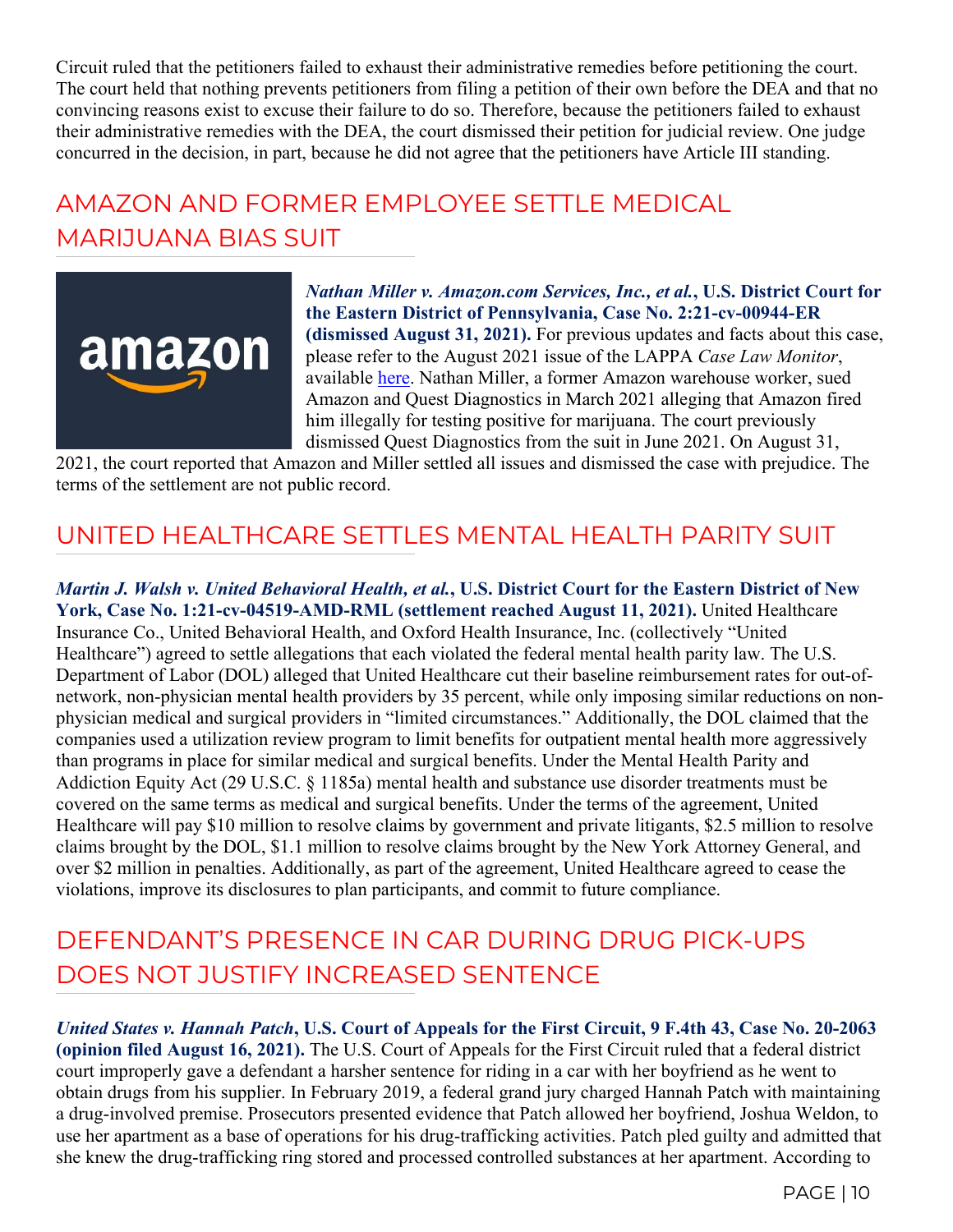Circuit ruled that the petitioners failed to exhaust their administrative remedies before petitioning the court. The court held that nothing prevents petitioners from filing a petition of their own before the DEA and that no convincing reasons exist to excuse their failure to do so. Therefore, because the petitioners failed to exhaust their administrative remedies with the DEA, the court dismissed their petition for judicial review. One judge concurred in the decision, in part, because he did not agree that the petitioners have Article III standing.

## AMAZON AND FORMER EMPLOYEE SETTLE MEDICAL MARIJUANA BIAS SUIT

***Nathan Miller v. Amazon.com Services, Inc., et al.*, U.S. District Court for the Eastern District of Pennsylvania, Case No. 2:21-cv-00944-ER (dismissed August 31, 2021).** For previous updates and facts about this case, please refer to the August 2021 issue of the LAPPA *Case Law Monitor*, available here. Nathan Miller, a former Amazon warehouse worker, sued Amazon and Quest Diagnostics in March 2021 alleging that Amazon fired him illegally for testing positive for marijuana. The court previously dismissed Quest Diagnostics from the suit in June 2021. On August 31, 2021, the court reported that Amazon and Miller settled all issues and dismissed the case with prejudice. The terms of the settlement are not public record.

## UNITED HEALTHCARE SETTLES MENTAL HEALTH PARITY SUIT

***Martin J. Walsh v. United Behavioral Health, et al.*, U.S. District Court for the Eastern District of New York, Case No. 1:21-cv-04519-AMD-RML (settlement reached August 11, 2021).** United Healthcare Insurance Co., United Behavioral Health, and Oxford Health Insurance, Inc. (collectively "United Healthcare") agreed to settle allegations that each violated the federal mental health parity law. The U.S. Department of Labor (DOL) alleged that United Healthcare cut their baseline reimbursement rates for out-of-network, non-physician mental health providers by 35 percent, while only imposing similar reductions on non-physician medical and surgical providers in "limited circumstances." Additionally, the DOL claimed that the companies used a utilization review program to limit benefits for outpatient mental health more aggressively than programs in place for similar medical and surgical benefits. Under the Mental Health Parity and Addiction Equity Act (29 U.S.C. § 1185a) mental health and substance use disorder treatments must be covered on the same terms as medical and surgical benefits. Under the terms of the agreement, United Healthcare will pay $10 million to resolve claims by government and private litigants, $2.5 million to resolve claims brought by the DOL, $1.1 million to resolve claims brought by the New York Attorney General, and over $2 million in penalties. Additionally, as part of the agreement, United Healthcare agreed to cease the violations, improve its disclosures to plan participants, and commit to future compliance.

## DEFENDANT'S PRESENCE IN CAR DURING DRUG PICK-UPS DOES NOT JUSTIFY INCREASED SENTENCE

***United States v. Hannah Patch*, U.S. Court of Appeals for the First Circuit, 9 F.4th 43, Case No. 20-2063 (opinion filed August 16, 2021).** The U.S. Court of Appeals for the First Circuit ruled that a federal district court improperly gave a defendant a harsher sentence for riding in a car with her boyfriend as he went to obtain drugs from his supplier. In February 2019, a federal grand jury charged Hannah Patch with maintaining a drug-involved premise. Prosecutors presented evidence that Patch allowed her boyfriend, Joshua Weldon, to use her apartment as a base of operations for his drug-trafficking activities. Patch pled guilty and admitted that she knew the drug-trafficking ring stored and processed controlled substances at her apartment. According to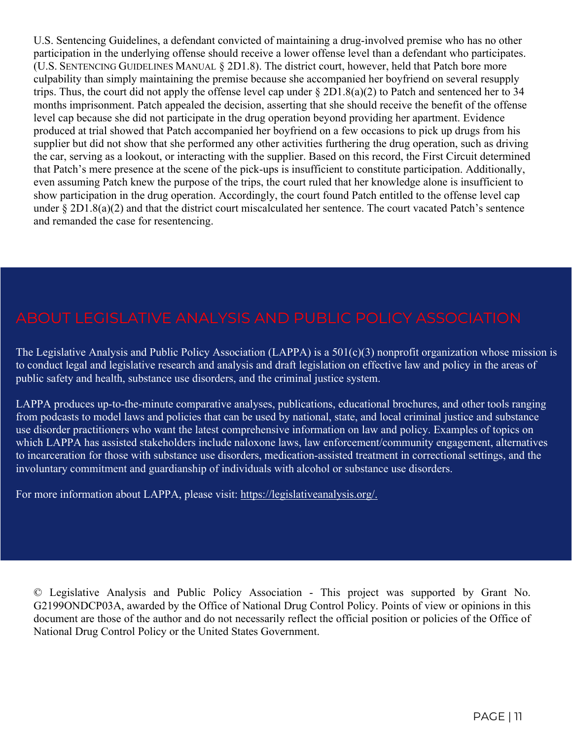U.S. Sentencing Guidelines, a defendant convicted of maintaining a drug-involved premise who has no other participation in the underlying offense should receive a lower offense level than a defendant who participates. (U.S. SENTENCING GUIDELINES MANUAL § 2D1.8). The district court, however, held that Patch bore more culpability than simply maintaining the premise because she accompanied her boyfriend on several resupply trips. Thus, the court did not apply the offense level cap under § 2D1.8(a)(2) to Patch and sentenced her to 34 months imprisonment. Patch appealed the decision, asserting that she should receive the benefit of the offense level cap because she did not participate in the drug operation beyond providing her apartment. Evidence produced at trial showed that Patch accompanied her boyfriend on a few occasions to pick up drugs from his supplier but did not show that she performed any other activities furthering the drug operation, such as driving the car, serving as a lookout, or interacting with the supplier. Based on this record, the First Circuit determined that Patch's mere presence at the scene of the pick-ups is insufficient to constitute participation. Additionally, even assuming Patch knew the purpose of the trips, the court ruled that her knowledge alone is insufficient to show participation in the drug operation. Accordingly, the court found Patch entitled to the offense level cap under § 2D1.8(a)(2) and that the district court miscalculated her sentence. The court vacated Patch's sentence and remanded the case for resentencing.

## ABOUT LEGISLATIVE ANALYSIS AND PUBLIC POLICY ASSOCIATION

The Legislative Analysis and Public Policy Association (LAPPA) is a 501(c)(3) nonprofit organization whose mission is to conduct legal and legislative research and analysis and draft legislation on effective law and policy in the areas of public safety and health, substance use disorders, and the criminal justice system.

LAPPA produces up-to-the-minute comparative analyses, publications, educational brochures, and other tools ranging from podcasts to model laws and policies that can be used by national, state, and local criminal justice and substance use disorder practitioners who want the latest comprehensive information on law and policy. Examples of topics on which LAPPA has assisted stakeholders include naloxone laws, law enforcement/community engagement, alternatives to incarceration for those with substance use disorders, medication-assisted treatment in correctional settings, and the involuntary commitment and guardianship of individuals with alcohol or substance use disorders.

For more information about LAPPA, please visit: https://legislativeanalysis.org/.

© Legislative Analysis and Public Policy Association - This project was supported by Grant No. G2199ONDCP03A, awarded by the Office of National Drug Control Policy. Points of view or opinions in this document are those of the author and do not necessarily reflect the official position or policies of the Office of National Drug Control Policy or the United States Government.